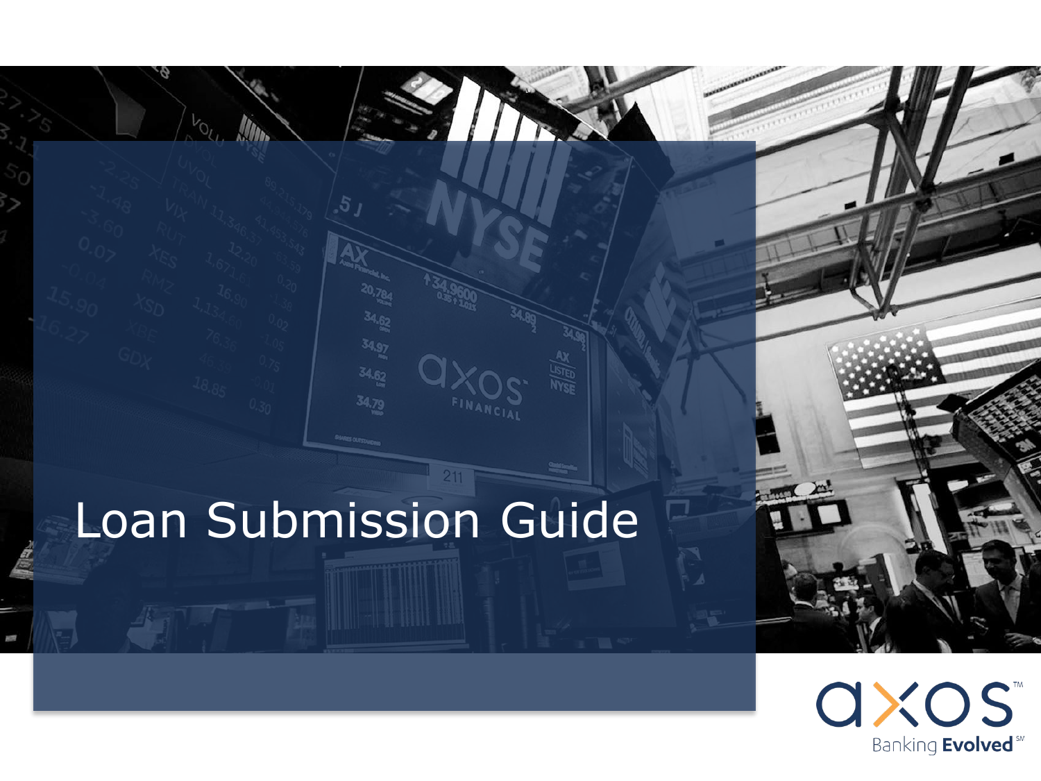# Loan Submission Guide

axos™

Banking Evolved℠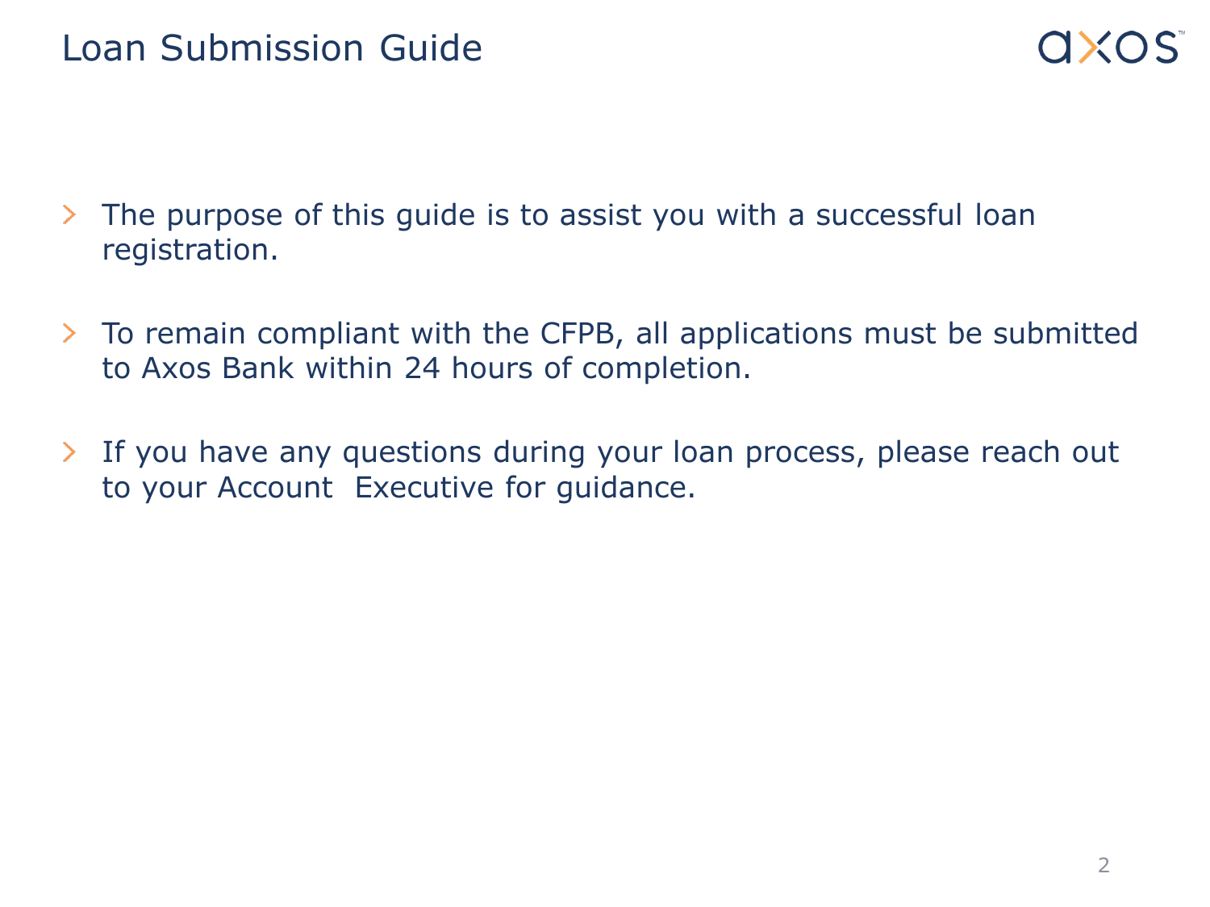# Loan Submission Guide

- The purpose of this guide is to assist you with a successful loan registration.
- To remain compliant with the CFPB, all applications must be submitted to Axos Bank within 24 hours of completion.
- If you have any questions during your loan process, please reach out to your Account Executive for guidance.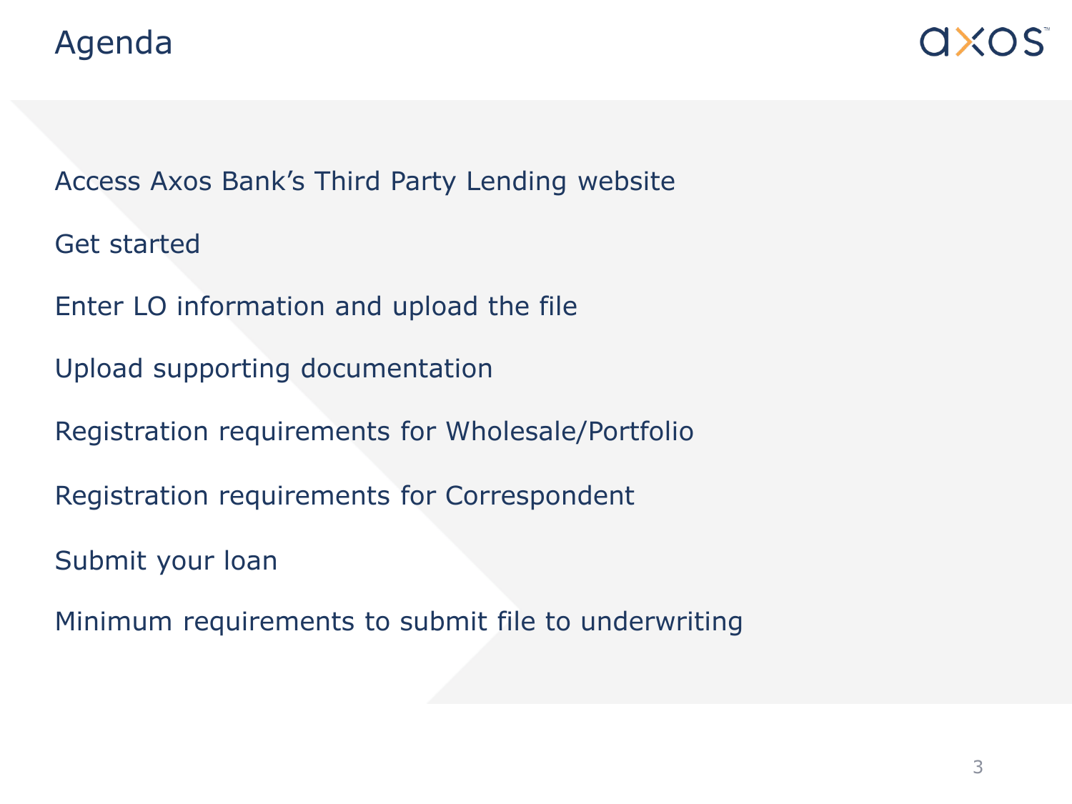# Agenda

- Access Axos Bank's Third Party Lending website
- Get started
- Enter LO information and upload the file
- Upload supporting documentation
- Registration requirements for Wholesale/Portfolio
- Registration requirements for Correspondent
- Submit your loan
- Minimum requirements to submit file to underwriting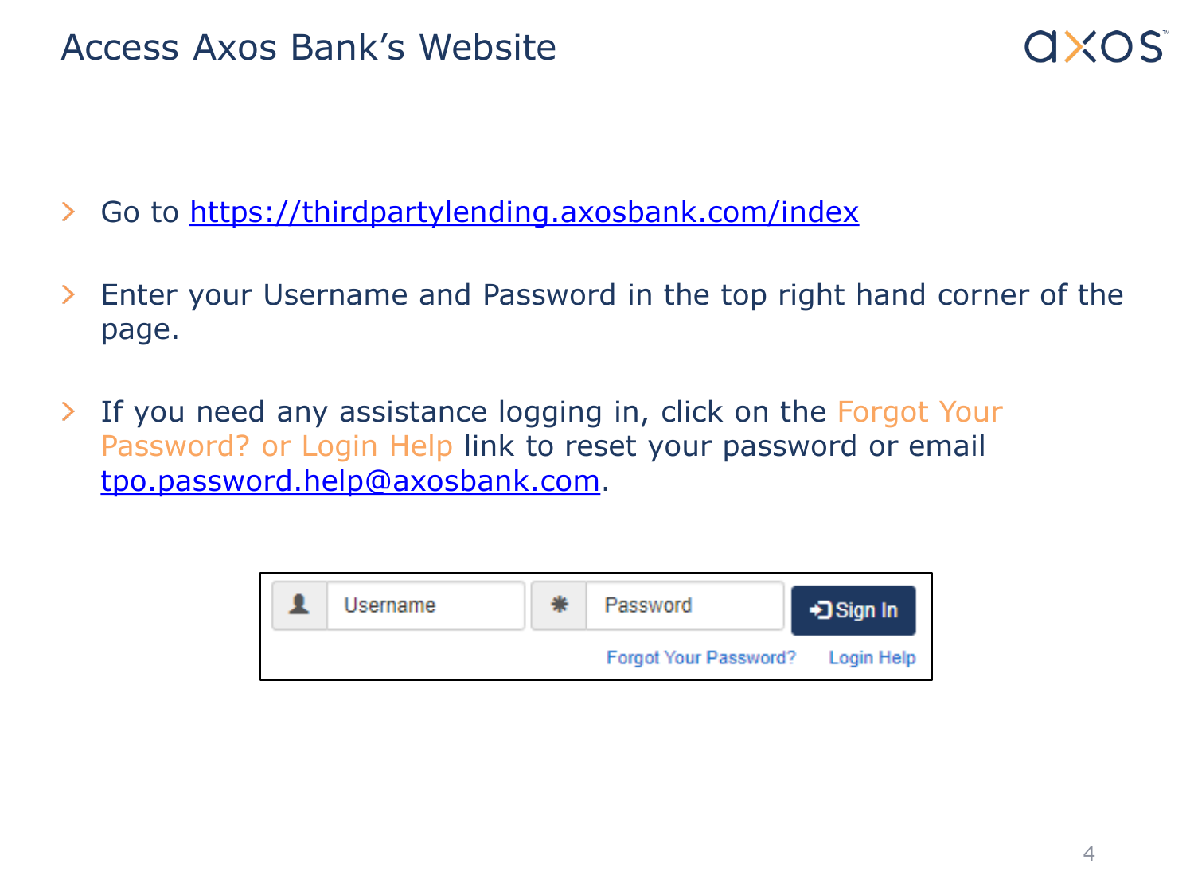# Access Axos Bank's Website

- Go to https://thirdpartylending.axosbank.com/index
- Enter your Username and Password in the top right hand corner of the page.
- If you need any assistance logging in, click on the Forgot Your Password? or Login Help link to reset your password or email tpo.password.help@axosbank.com.

Username | Password | Sign In

Forgot Your Password? Login Help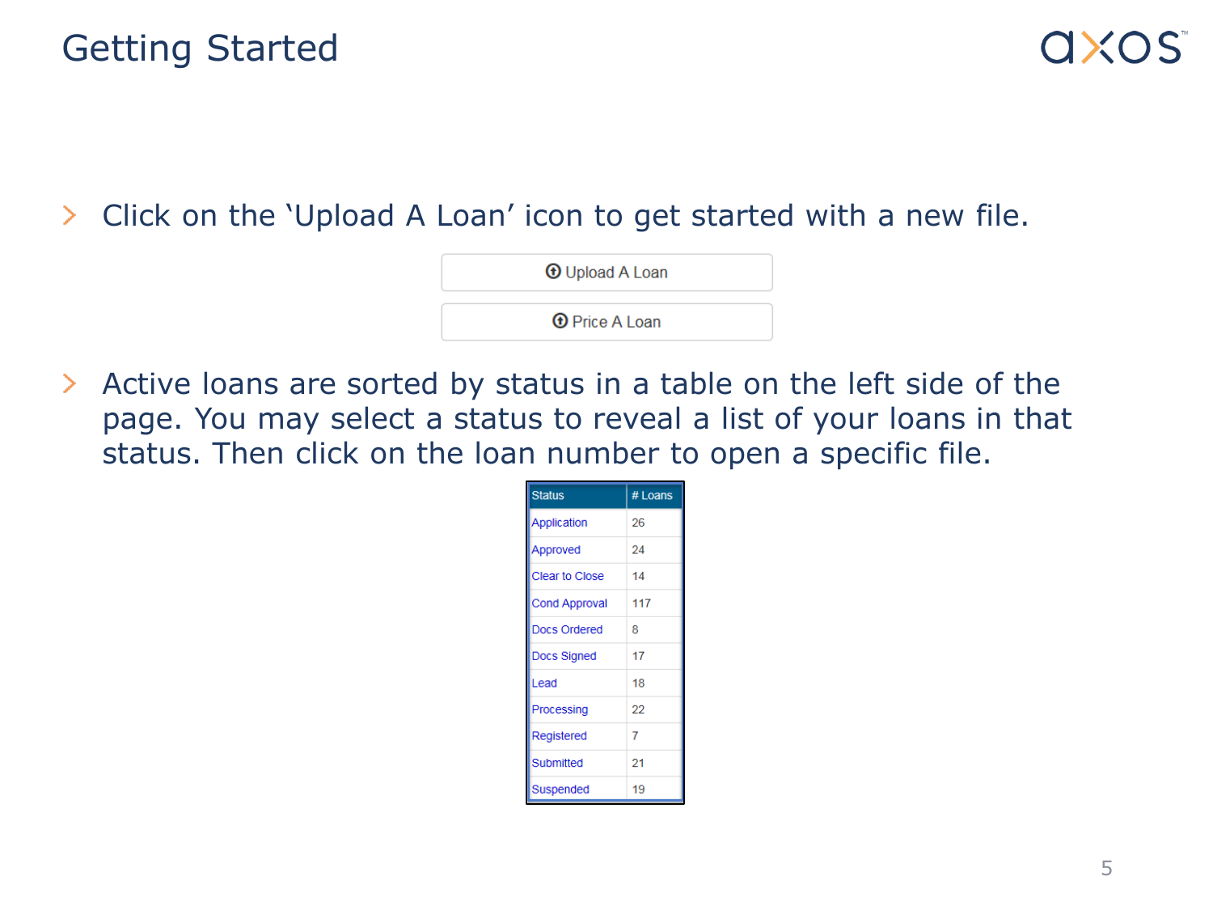# Getting Started

- Click on the ‘Upload A Loan’ icon to get started with a new file.

Upload A Loan

Price A Loan

- Active loans are sorted by status in a table on the left side of the page. You may select a status to reveal a list of your loans in that status. Then click on the loan number to open a specific file.

| Status | # Loans |
| --- | --- |
| Application | 26 |
| Approved | 24 |
| Clear to Close | 14 |
| Cond Approval | 117 |
| Docs Ordered | 8 |
| Docs Signed | 17 |
| Lead | 18 |
| Processing | 22 |
| Registered | 7 |
| Submitted | 21 |
| Suspended | 19 |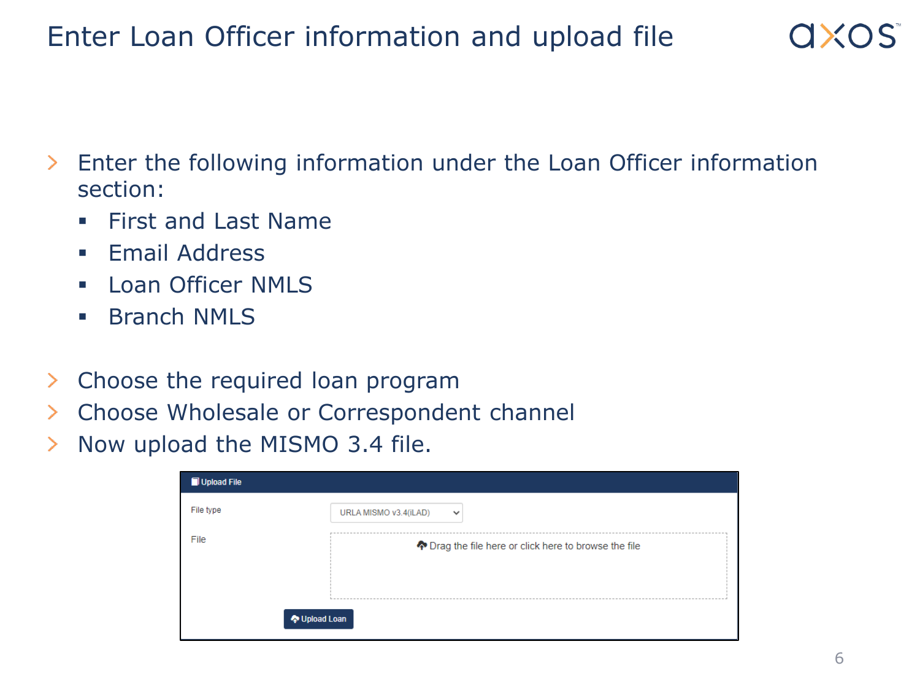# Enter Loan Officer information and upload file

- Enter the following information under the Loan Officer information section:
  - First and Last Name
  - Email Address
  - Loan Officer NMLS
  - Branch NMLS

- Choose the required loan program
- Choose Wholesale or Correspondent channel
- Now upload the MISMO 3.4 file.

**Upload File**

File type: URLA MISMO v3.4(iLAD)

File: Drag the file here or click here to browse the file

Upload Loan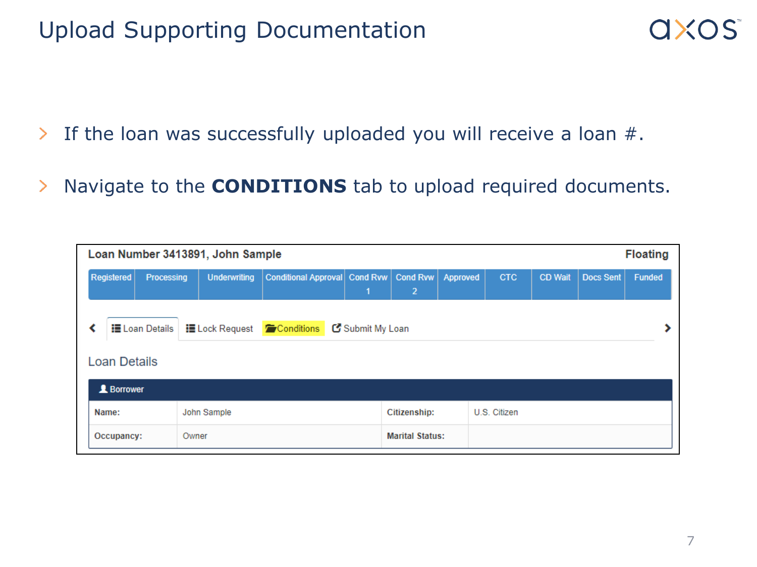# Upload Supporting Documentation

- If the loan was successfully uploaded you will receive a loan #.
- Navigate to the **CONDITIONS** tab to upload required documents.

**Loan Number 3413891, John Sample** — **Floating**

| Registered | Processing | Underwriting | Conditional Approval | Cond Rvw 1 | Cond Rvw 2 | Approved | CTC | CD Wait | Docs Sent | Funded |
|---|---|---|---|---|---|---|---|---|---|---|

Loan Details | Lock Request | Conditions | Submit My Loan

Loan Details

| Borrower | | | |
|---|---|---|---|
| Name: | John Sample | Citizenship: | U.S. Citizen |
| Occupancy: | Owner | Marital Status: | |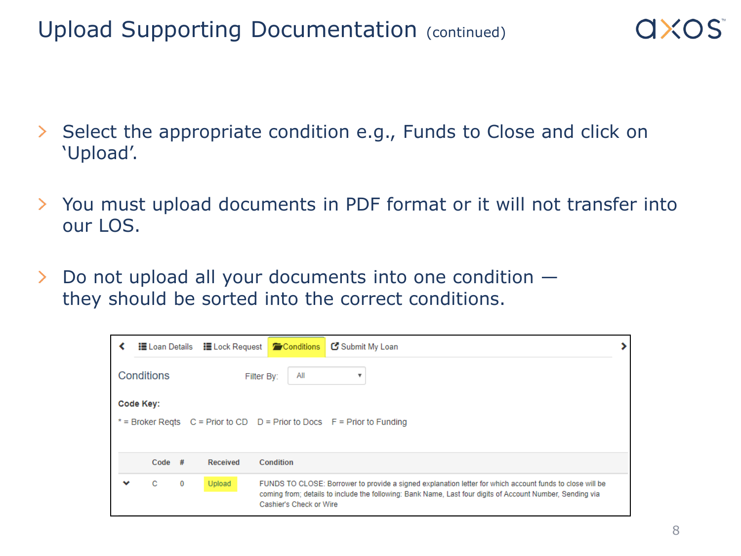# Upload Supporting Documentation (continued)

- Select the appropriate condition e.g., Funds to Close and click on 'Upload'.
- You must upload documents in PDF format or it will not transfer into our LOS.
- Do not upload all your documents into one condition — they should be sorted into the correct conditions.

Loan Details | Lock Request | Conditions | Submit My Loan

Conditions — Filter By: All

**Code Key:**

* = Broker Reqts   C = Prior to CD   D = Prior to Docs   F = Prior to Funding

| Code | # | Received | Condition |
|---|---|---|---|
| C | 0 | Upload | FUNDS TO CLOSE: Borrower to provide a signed explanation letter for which account funds to close will be coming from; details to include the following: Bank Name, Last four digits of Account Number, Sending via Cashier's Check or Wire |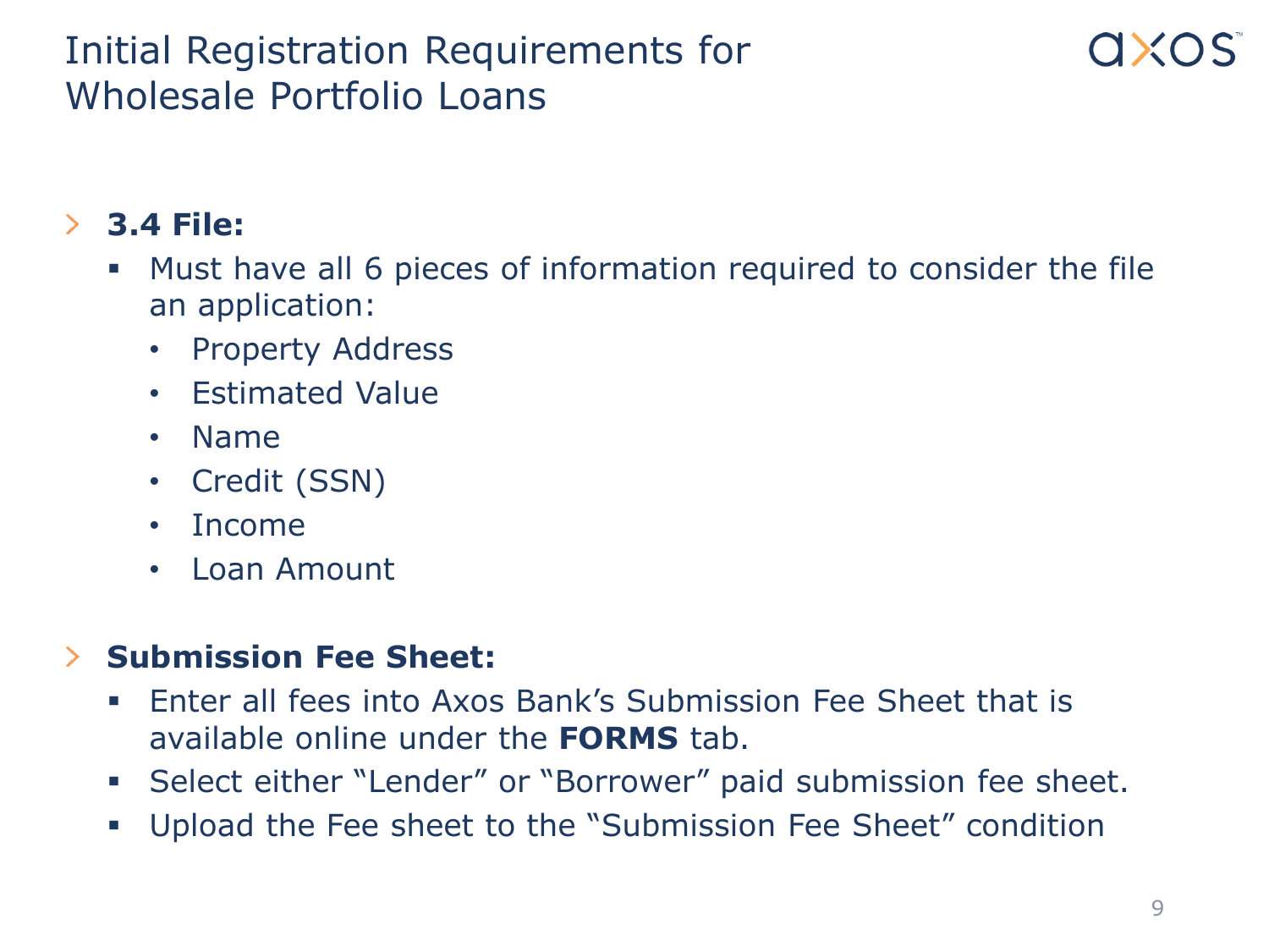# Initial Registration Requirements for Wholesale Portfolio Loans

- **3.4 File:**
  - Must have all 6 pieces of information required to consider the file an application:
    - Property Address
    - Estimated Value
    - Name
    - Credit (SSN)
    - Income
    - Loan Amount

- **Submission Fee Sheet:**
  - Enter all fees into Axos Bank's Submission Fee Sheet that is available online under the **FORMS** tab.
  - Select either "Lender" or "Borrower" paid submission fee sheet.
  - Upload the Fee sheet to the "Submission Fee Sheet" condition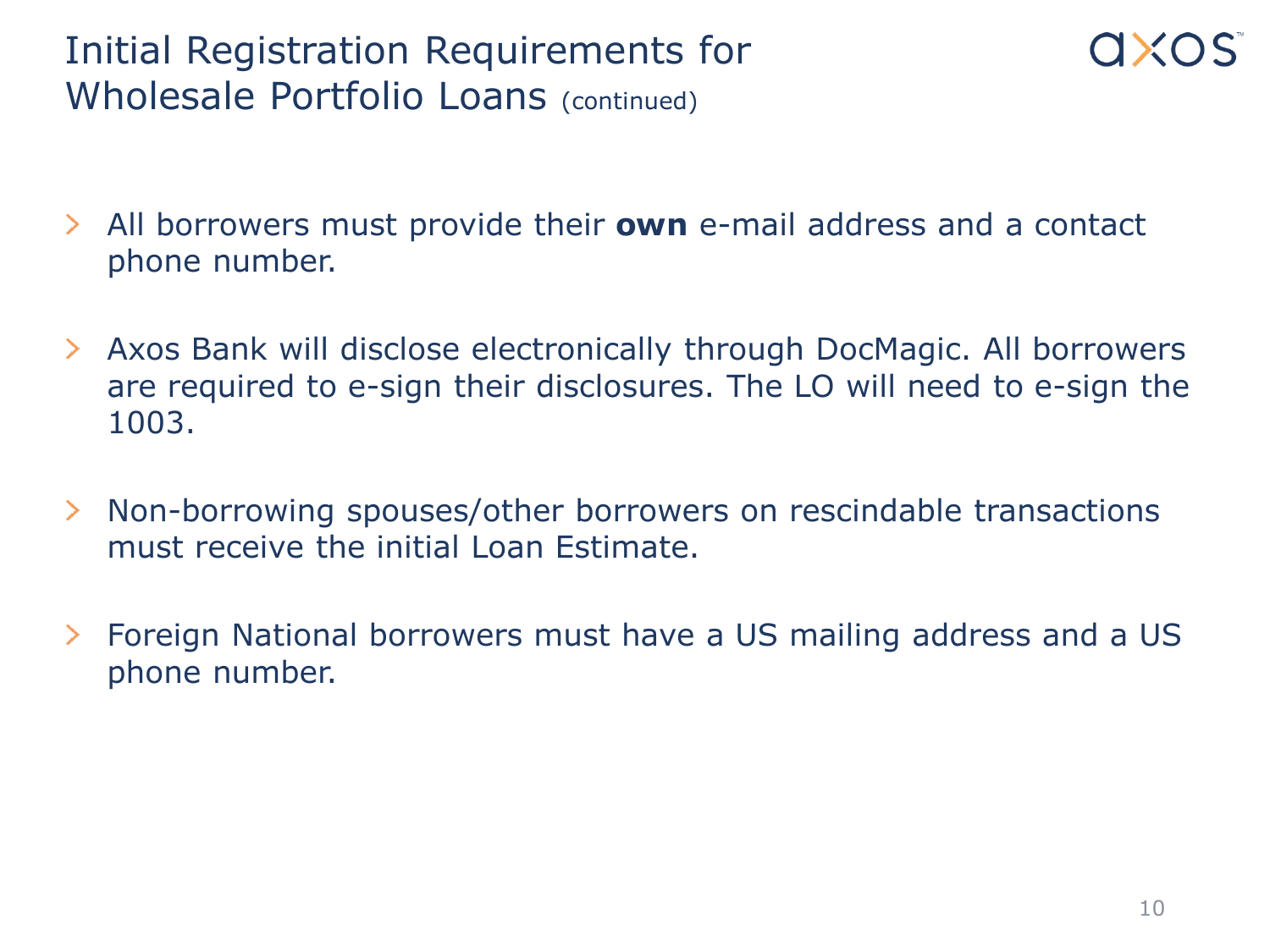# Initial Registration Requirements for Wholesale Portfolio Loans (continued)

- All borrowers must provide their **own** e-mail address and a contact phone number.
- Axos Bank will disclose electronically through DocMagic. All borrowers are required to e-sign their disclosures. The LO will need to e-sign the 1003.
- Non-borrowing spouses/other borrowers on rescindable transactions must receive the initial Loan Estimate.
- Foreign National borrowers must have a US mailing address and a US phone number.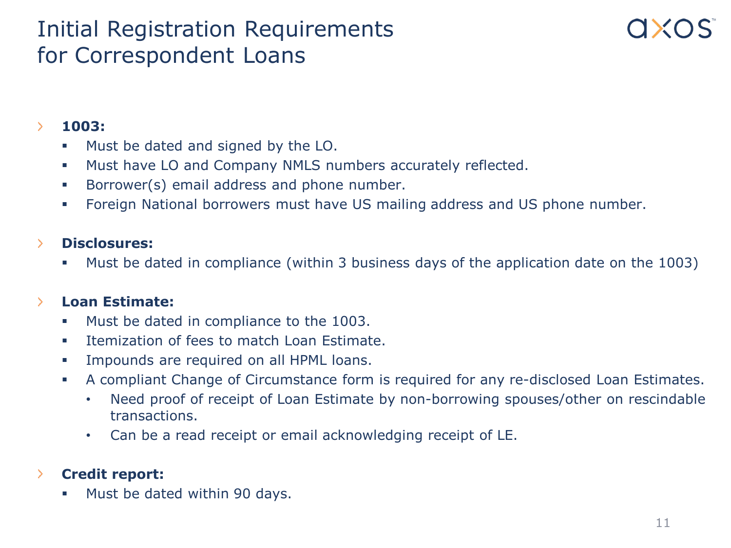# Initial Registration Requirements for Correspondent Loans

- **1003:**
  - Must be dated and signed by the LO.
  - Must have LO and Company NMLS numbers accurately reflected.
  - Borrower(s) email address and phone number.
  - Foreign National borrowers must have US mailing address and US phone number.

- **Disclosures:**
  - Must be dated in compliance (within 3 business days of the application date on the 1003)

- **Loan Estimate:**
  - Must be dated in compliance to the 1003.
  - Itemization of fees to match Loan Estimate.
  - Impounds are required on all HPML loans.
  - A compliant Change of Circumstance form is required for any re-disclosed Loan Estimates.
    - Need proof of receipt of Loan Estimate by non-borrowing spouses/other on rescindable transactions.
    - Can be a read receipt or email acknowledging receipt of LE.

- **Credit report:**
  - Must be dated within 90 days.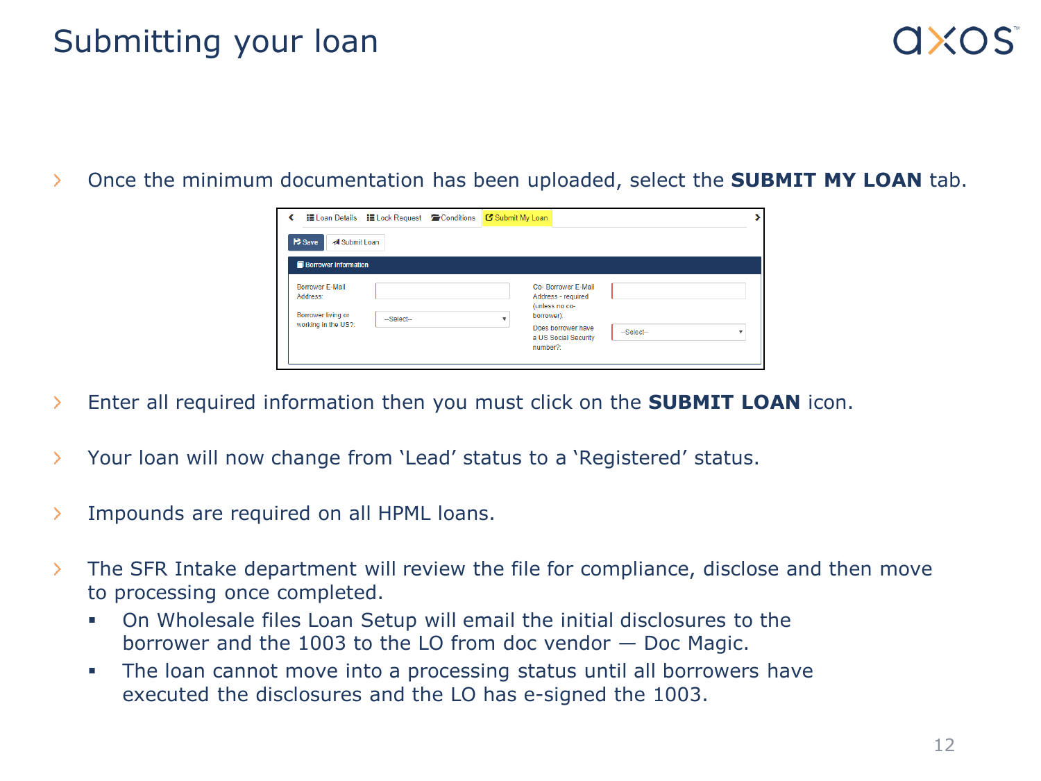# Submitting your loan

- Once the minimum documentation has been uploaded, select the **SUBMIT MY LOAN** tab.

- Enter all required information then you must click on the **SUBMIT LOAN** icon.

- Your loan will now change from 'Lead' status to a 'Registered' status.

- Impounds are required on all HPML loans.

- The SFR Intake department will review the file for compliance, disclose and then move to processing once completed.
  - On Wholesale files Loan Setup will email the initial disclosures to the borrower and the 1003 to the LO from doc vendor — Doc Magic.
  - The loan cannot move into a processing status until all borrowers have executed the disclosures and the LO has e-signed the 1003.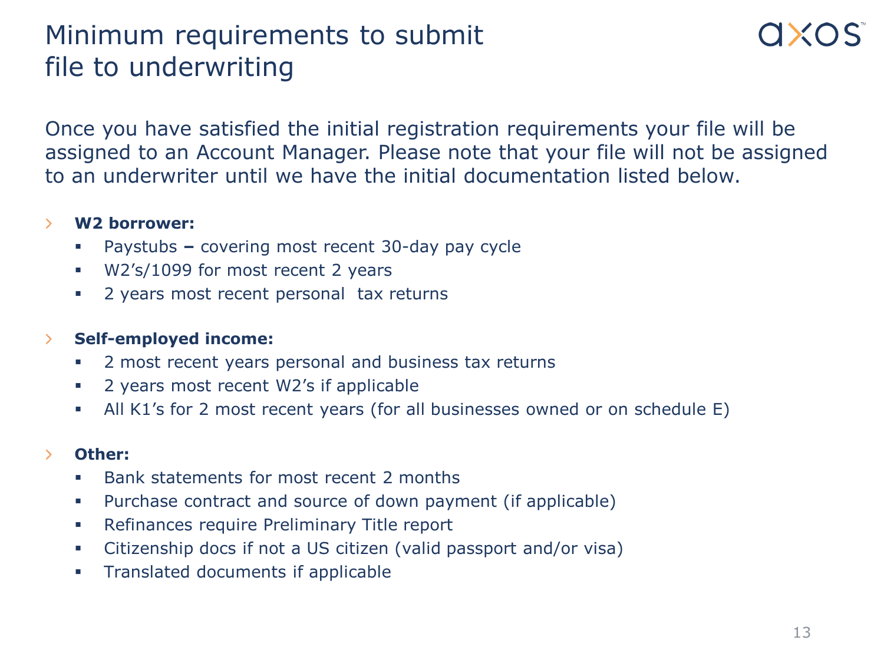# Minimum requirements to submit file to underwriting

Once you have satisfied the initial registration requirements your file will be assigned to an Account Manager. Please note that your file will not be assigned to an underwriter until we have the initial documentation listed below.

- **W2 borrower:**
  - Paystubs – covering most recent 30-day pay cycle
  - W2's/1099 for most recent 2 years
  - 2 years most recent personal tax returns

- **Self-employed income:**
  - 2 most recent years personal and business tax returns
  - 2 years most recent W2's if applicable
  - All K1's for 2 most recent years (for all businesses owned or on schedule E)

- **Other:**
  - Bank statements for most recent 2 months
  - Purchase contract and source of down payment (if applicable)
  - Refinances require Preliminary Title report
  - Citizenship docs if not a US citizen (valid passport and/or visa)
  - Translated documents if applicable